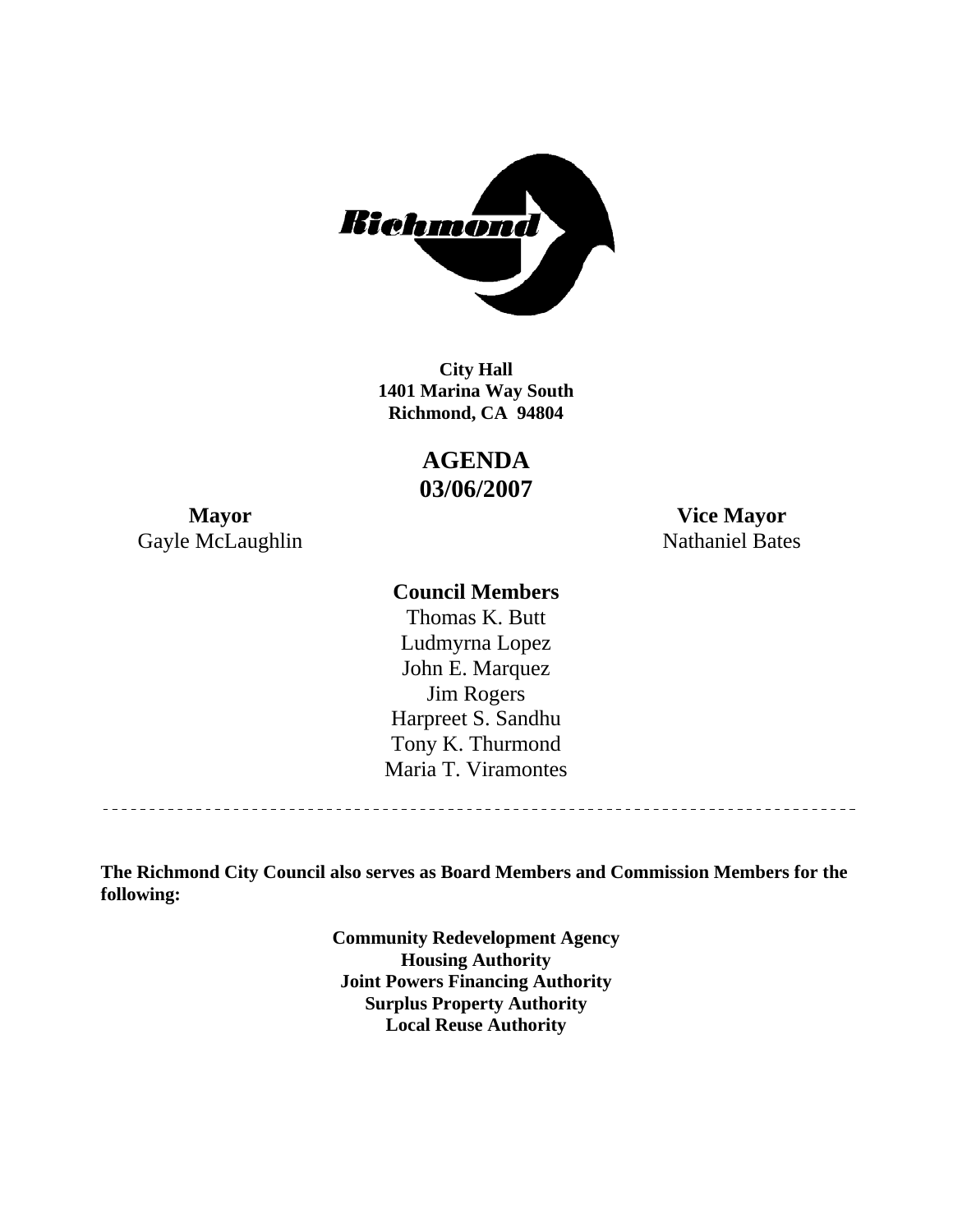**City Hall**
**1401 Marina Way South**
**Richmond, CA 94804**

# AGENDA
# 03/06/2007

**Mayor**
Gayle McLaughlin

**Vice Mayor**
Nathaniel Bates

**Council Members**

Thomas K. Butt
Ludmyrna Lopez
John E. Marquez
Jim Rogers
Harpreet S. Sandhu
Tony K. Thurmond
Maria T. Viramontes

---

**The Richmond City Council also serves as Board Members and Commission Members for the following:**

**Community Redevelopment Agency**
**Housing Authority**
**Joint Powers Financing Authority**
**Surplus Property Authority**
**Local Reuse Authority**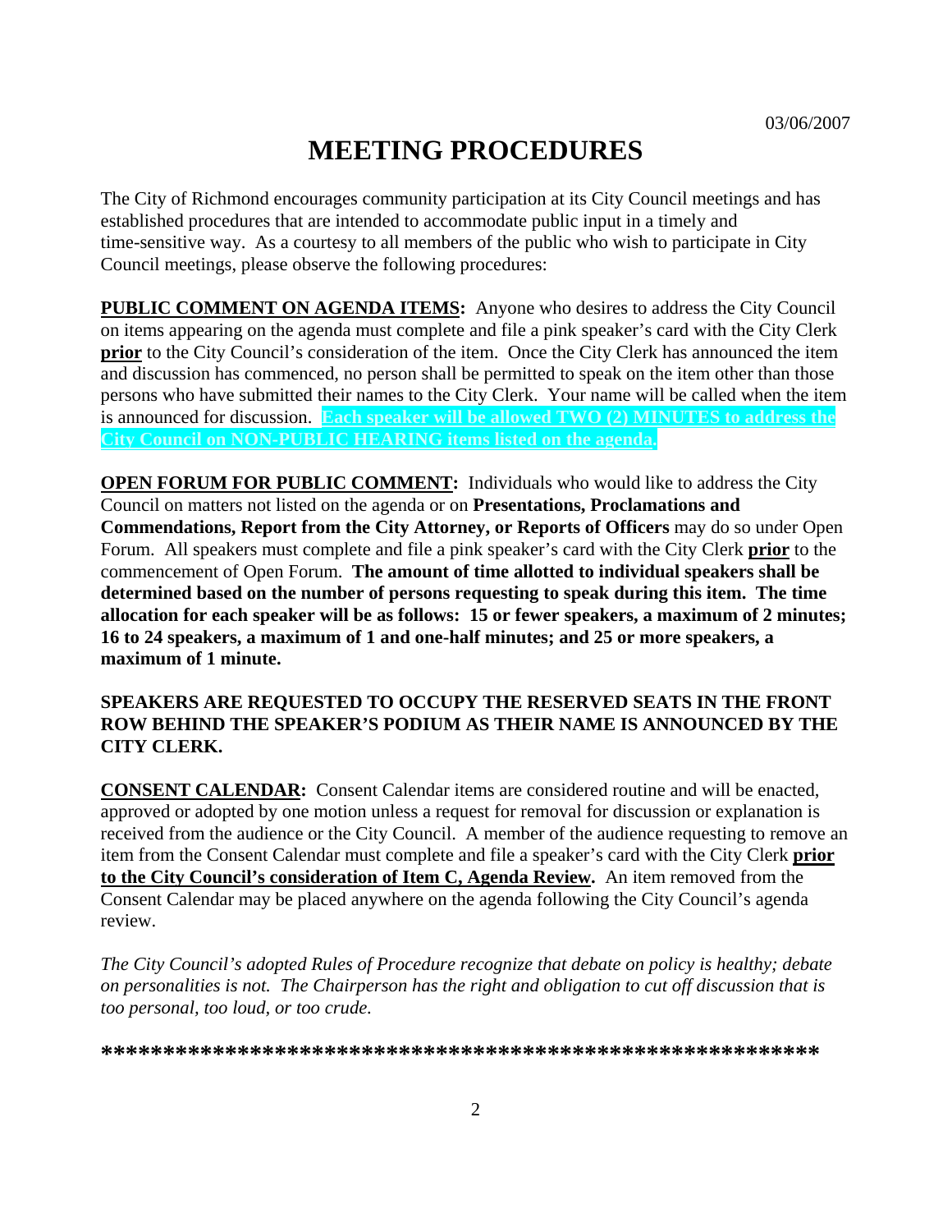03/06/2007

# MEETING PROCEDURES

The City of Richmond encourages community participation at its City Council meetings and has established procedures that are intended to accommodate public input in a timely and time-sensitive way. As a courtesy to all members of the public who wish to participate in City Council meetings, please observe the following procedures:

**PUBLIC COMMENT ON AGENDA ITEMS:** Anyone who desires to address the City Council on items appearing on the agenda must complete and file a pink speaker's card with the City Clerk **prior** to the City Council's consideration of the item. Once the City Clerk has announced the item and discussion has commenced, no person shall be permitted to speak on the item other than those persons who have submitted their names to the City Clerk. Your name will be called when the item is announced for discussion. **Each speaker will be allowed TWO (2) MINUTES to address the City Council on NON-PUBLIC HEARING items listed on the agenda.**

**OPEN FORUM FOR PUBLIC COMMENT:** Individuals who would like to address the City Council on matters not listed on the agenda or on **Presentations, Proclamations and Commendations, Report from the City Attorney, or Reports of Officers** may do so under Open Forum. All speakers must complete and file a pink speaker's card with the City Clerk **prior** to the commencement of Open Forum. **The amount of time allotted to individual speakers shall be determined based on the number of persons requesting to speak during this item. The time allocation for each speaker will be as follows: 15 or fewer speakers, a maximum of 2 minutes; 16 to 24 speakers, a maximum of 1 and one-half minutes; and 25 or more speakers, a maximum of 1 minute.**

**SPEAKERS ARE REQUESTED TO OCCUPY THE RESERVED SEATS IN THE FRONT ROW BEHIND THE SPEAKER'S PODIUM AS THEIR NAME IS ANNOUNCED BY THE CITY CLERK.**

**CONSENT CALENDAR:** Consent Calendar items are considered routine and will be enacted, approved or adopted by one motion unless a request for removal for discussion or explanation is received from the audience or the City Council. A member of the audience requesting to remove an item from the Consent Calendar must complete and file a speaker's card with the City Clerk **prior to the City Council's consideration of Item C, Agenda Review.** An item removed from the Consent Calendar may be placed anywhere on the agenda following the City Council's agenda review.

*The City Council's adopted Rules of Procedure recognize that debate on policy is healthy; debate on personalities is not. The Chairperson has the right and obligation to cut off discussion that is too personal, too loud, or too crude.*

***************************************************************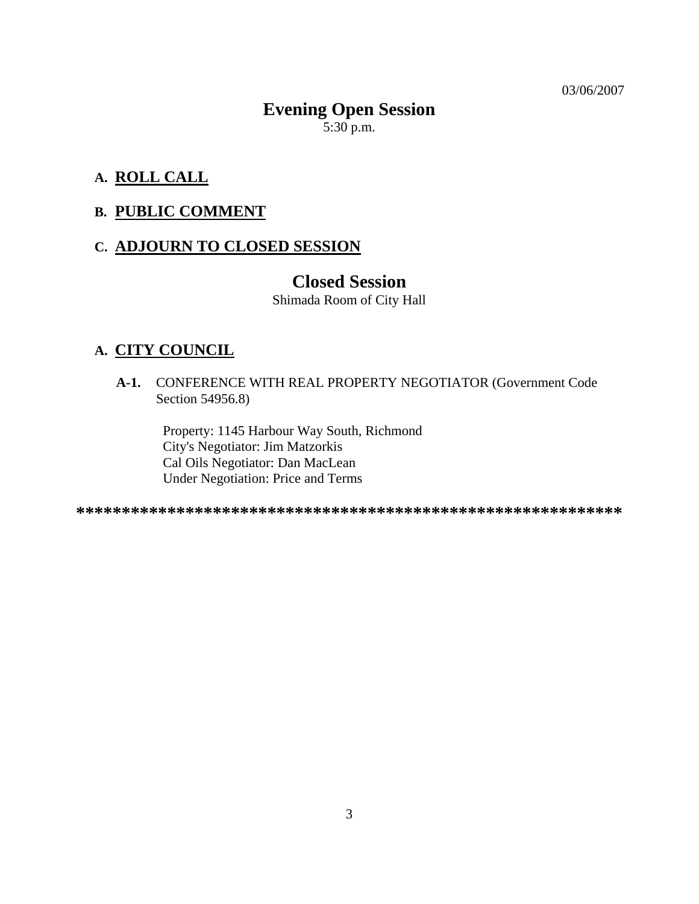03/06/2007

## Evening Open Session

5:30 p.m.

### A. <u>ROLL CALL</u>

### B. <u>PUBLIC COMMENT</u>

### C. <u>ADJOURN TO CLOSED SESSION</u>

## Closed Session

Shimada Room of City Hall

### A. <u>CITY COUNCIL</u>

**A-1.** CONFERENCE WITH REAL PROPERTY NEGOTIATOR (Government Code Section 54956.8)

Property: 1145 Harbour Way South, Richmond
City's Negotiator: Jim Matzorkis
Cal Oils Negotiator: Dan MacLean
Under Negotiation: Price and Terms

**************************************************************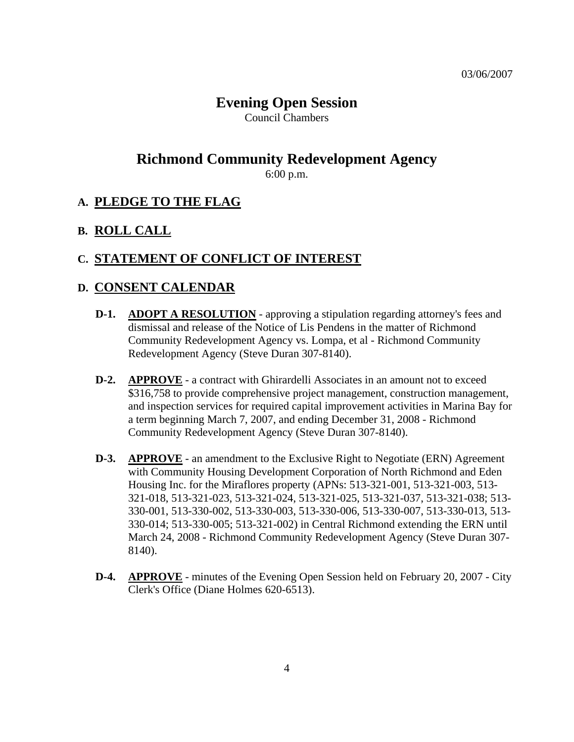03/06/2007

# Evening Open Session

Council Chambers

## Richmond Community Redevelopment Agency

6:00 p.m.

### A. PLEDGE TO THE FLAG

### B. ROLL CALL

### C. STATEMENT OF CONFLICT OF INTEREST

### D. CONSENT CALENDAR

**D-1.** **ADOPT A RESOLUTION** - approving a stipulation regarding attorney's fees and dismissal and release of the Notice of Lis Pendens in the matter of Richmond Community Redevelopment Agency vs. Lompa, et al - Richmond Community Redevelopment Agency (Steve Duran 307-8140).

**D-2.** **APPROVE** - a contract with Ghirardelli Associates in an amount not to exceed $316,758 to provide comprehensive project management, construction management, and inspection services for required capital improvement activities in Marina Bay for a term beginning March 7, 2007, and ending December 31, 2008 - Richmond Community Redevelopment Agency (Steve Duran 307-8140).

**D-3.** **APPROVE** - an amendment to the Exclusive Right to Negotiate (ERN) Agreement with Community Housing Development Corporation of North Richmond and Eden Housing Inc. for the Miraflores property (APNs: 513-321-001, 513-321-003, 513-321-018, 513-321-023, 513-321-024, 513-321-025, 513-321-037, 513-321-038; 513-330-001, 513-330-002, 513-330-003, 513-330-006, 513-330-007, 513-330-013, 513-330-014; 513-330-005; 513-321-002) in Central Richmond extending the ERN until March 24, 2008 - Richmond Community Redevelopment Agency (Steve Duran 307-8140).

**D-4.** **APPROVE** - minutes of the Evening Open Session held on February 20, 2007 - City Clerk's Office (Diane Holmes 620-6513).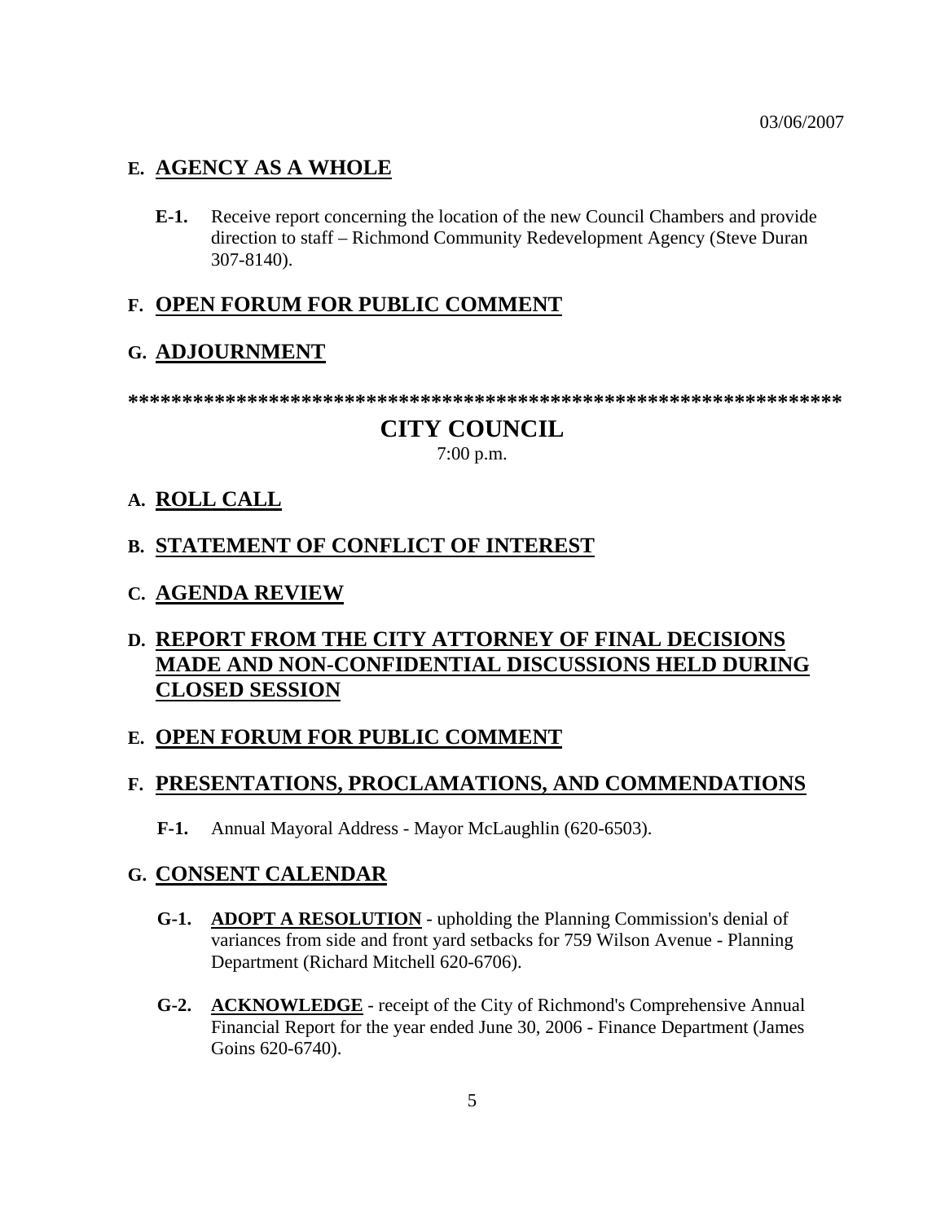03/06/2007

## E. AGENCY AS A WHOLE

**E-1.** Receive report concerning the location of the new Council Chambers and provide direction to staff – Richmond Community Redevelopment Agency (Steve Duran 307-8140).

## F. OPEN FORUM FOR PUBLIC COMMENT

## G. ADJOURNMENT

******************************************************************

# CITY COUNCIL

7:00 p.m.

## A. ROLL CALL

## B. STATEMENT OF CONFLICT OF INTEREST

## C. AGENDA REVIEW

## D. REPORT FROM THE CITY ATTORNEY OF FINAL DECISIONS MADE AND NON-CONFIDENTIAL DISCUSSIONS HELD DURING CLOSED SESSION

## E. OPEN FORUM FOR PUBLIC COMMENT

## F. PRESENTATIONS, PROCLAMATIONS, AND COMMENDATIONS

**F-1.** Annual Mayoral Address - Mayor McLaughlin (620-6503).

## G. CONSENT CALENDAR

**G-1.** **ADOPT A RESOLUTION** - upholding the Planning Commission's denial of variances from side and front yard setbacks for 759 Wilson Avenue - Planning Department (Richard Mitchell 620-6706).

**G-2.** **ACKNOWLEDGE** - receipt of the City of Richmond's Comprehensive Annual Financial Report for the year ended June 30, 2006 - Finance Department (James Goins 620-6740).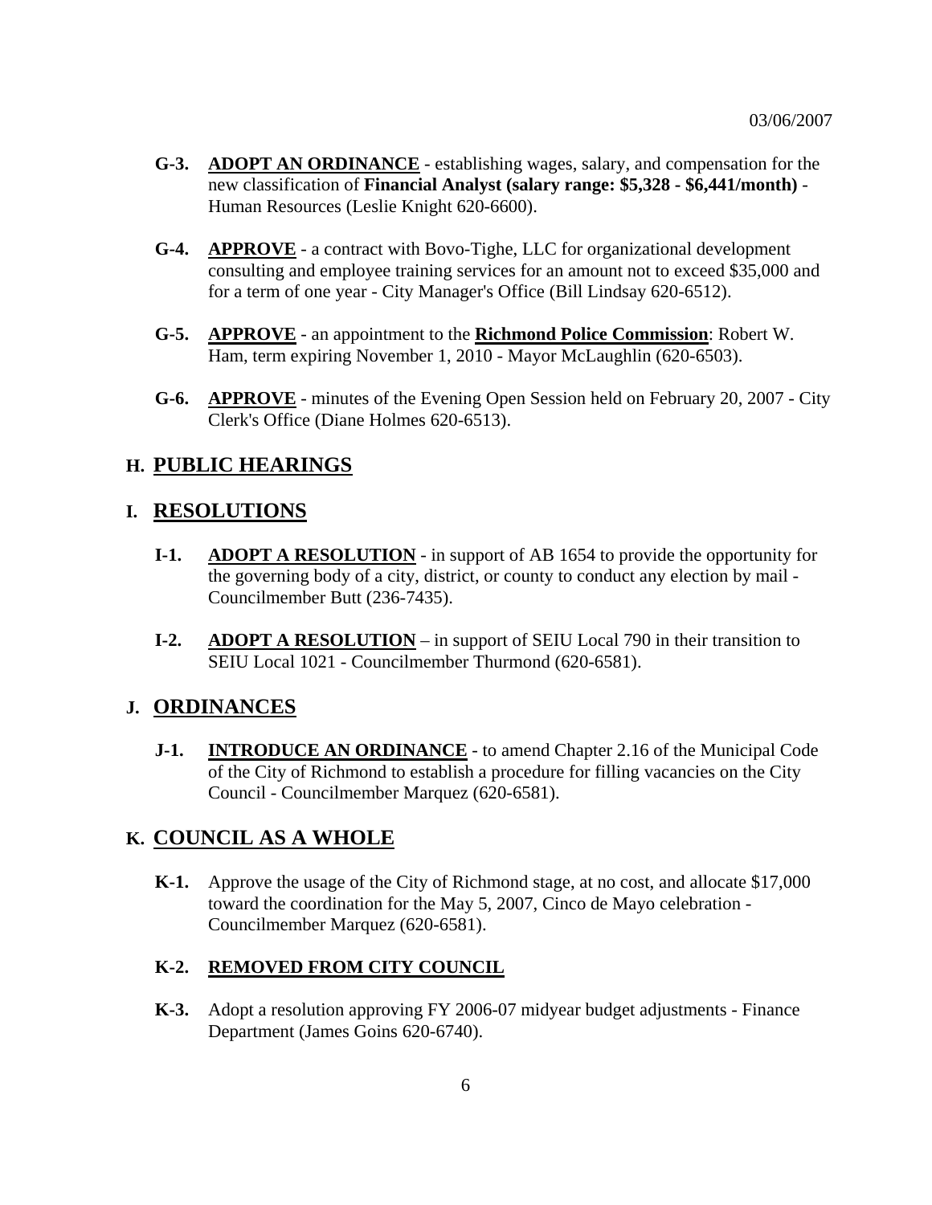03/06/2007

**G-3.** **ADOPT AN ORDINANCE** - establishing wages, salary, and compensation for the new classification of **Financial Analyst (salary range: $5,328 - $6,441/month)** - Human Resources (Leslie Knight 620-6600).

**G-4.** **APPROVE** - a contract with Bovo-Tighe, LLC for organizational development consulting and employee training services for an amount not to exceed $35,000 and for a term of one year - City Manager's Office (Bill Lindsay 620-6512).

**G-5.** **APPROVE** - an appointment to the **Richmond Police Commission**: Robert W. Ham, term expiring November 1, 2010 - Mayor McLaughlin (620-6503).

**G-6.** **APPROVE** - minutes of the Evening Open Session held on February 20, 2007 - City Clerk's Office (Diane Holmes 620-6513).

## H. PUBLIC HEARINGS

## I. RESOLUTIONS

**I-1.** **ADOPT A RESOLUTION** - in support of AB 1654 to provide the opportunity for the governing body of a city, district, or county to conduct any election by mail - Councilmember Butt (236-7435).

**I-2.** **ADOPT A RESOLUTION** – in support of SEIU Local 790 in their transition to SEIU Local 1021 - Councilmember Thurmond (620-6581).

## J. ORDINANCES

**J-1.** **INTRODUCE AN ORDINANCE** - to amend Chapter 2.16 of the Municipal Code of the City of Richmond to establish a procedure for filling vacancies on the City Council - Councilmember Marquez (620-6581).

## K. COUNCIL AS A WHOLE

**K-1.** Approve the usage of the City of Richmond stage, at no cost, and allocate $17,000 toward the coordination for the May 5, 2007, Cinco de Mayo celebration - Councilmember Marquez (620-6581).

**K-2.** **REMOVED FROM CITY COUNCIL**

**K-3.** Adopt a resolution approving FY 2006-07 midyear budget adjustments - Finance Department (James Goins 620-6740).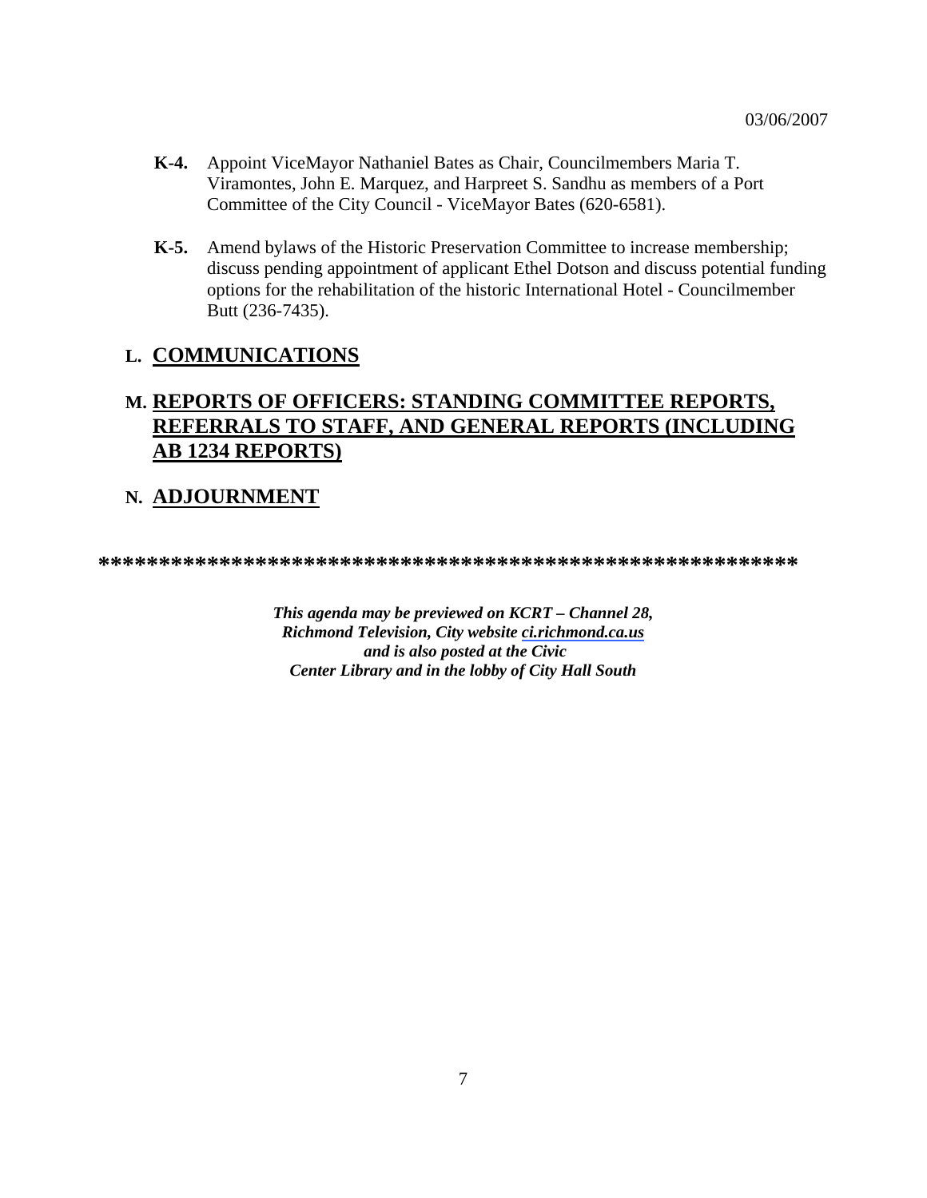03/06/2007

**K-4.** Appoint ViceMayor Nathaniel Bates as Chair, Councilmembers Maria T. Viramontes, John E. Marquez, and Harpreet S. Sandhu as members of a Port Committee of the City Council - ViceMayor Bates (620-6581).

**K-5.** Amend bylaws of the Historic Preservation Committee to increase membership; discuss pending appointment of applicant Ethel Dotson and discuss potential funding options for the rehabilitation of the historic International Hotel - Councilmember Butt (236-7435).

## L. COMMUNICATIONS

## M. REPORTS OF OFFICERS: STANDING COMMITTEE REPORTS, REFERRALS TO STAFF, AND GENERAL REPORTS (INCLUDING AB 1234 REPORTS)

## N. ADJOURNMENT

**************************************************************

***This agenda may be previewed on KCRT – Channel 28, Richmond Television, City website ci.richmond.ca.us and is also posted at the Civic Center Library and in the lobby of City Hall South***